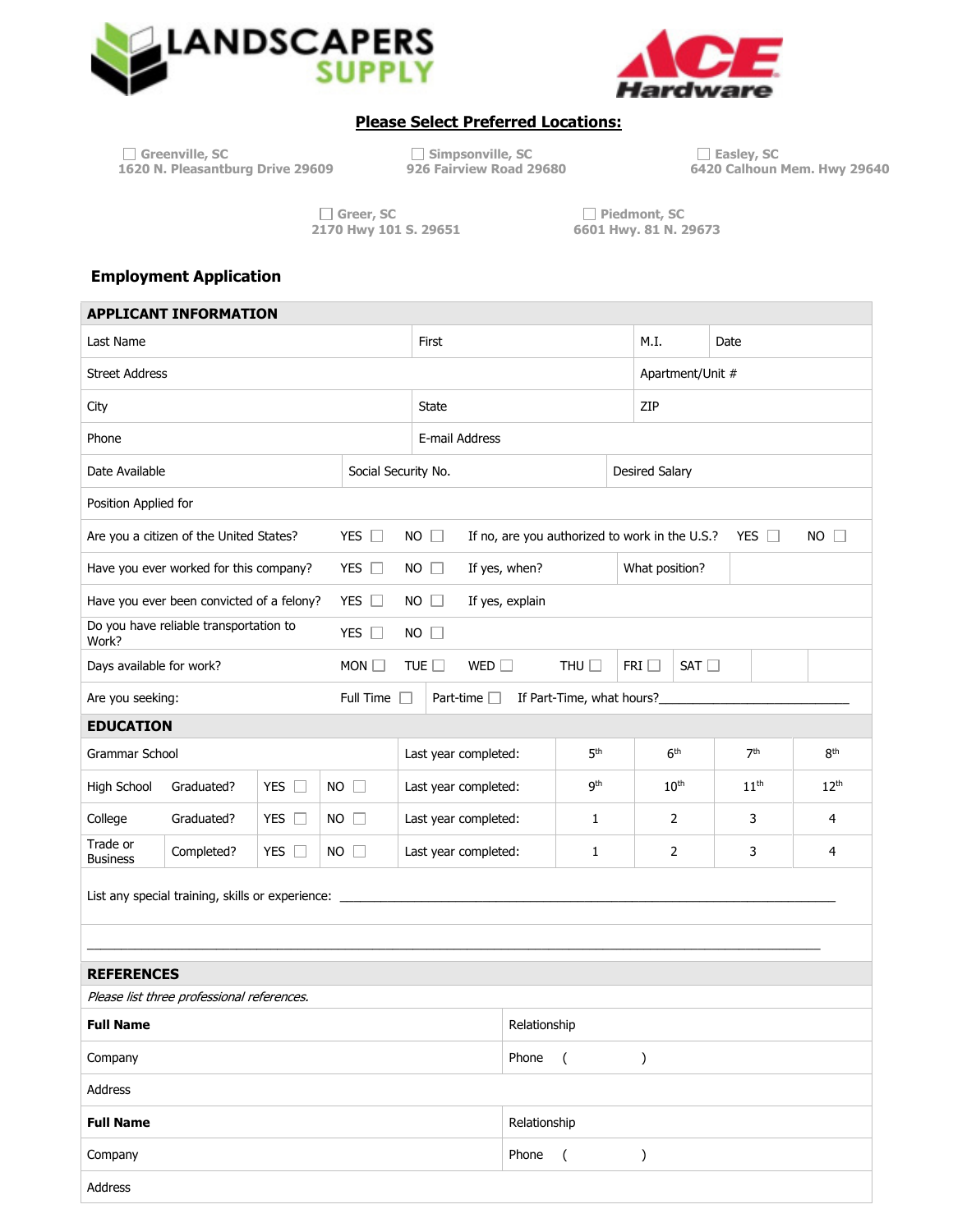LANDSCAPERS SUPPLY

ACE Hardware

**Please Select Preferred Locations:**

☐ Greenville, SC
1620 N. Pleasantburg Drive 29609

☐ Simpsonville, SC
926 Fairview Road 29680

☐ Easley, SC
6420 Calhoun Mem. Hwy 29640

☐ Greer, SC
2170 Hwy 101 S. 29651

☐ Piedmont, SC
6601 Hwy. 81 N. 29673

## Employment Application

### APPLICANT INFORMATION

| | | | |
|---|---|---|---|
| Last Name | First | M.I. | Date |
| Street Address | | Apartment/Unit # | |
| City | State | ZIP | |
| Phone | E-mail Address | | |
| Date Available | Social Security No. | Desired Salary | |
| Position Applied for | | | |

| | | | | | |
|---|---|---|---|---|---|
| Are you a citizen of the United States? | YES ☐ | NO ☐ | If no, are you authorized to work in the U.S.? | YES ☐ | NO ☐ |
| Have you ever worked for this company? | YES ☐ | NO ☐ | If yes, when? | What position? | |
| Have you ever been convicted of a felony? | YES ☐ | NO ☐ | If yes, explain | | |
| Do you have reliable transportation to Work? | YES ☐ | NO ☐ | | | |

| | | | | | | |
|---|---|---|---|---|---|---|
| Days available for work? | MON ☐ | TUE ☐ | WED ☐ | THU ☐ | FRI ☐ | SAT ☐ |

Are you seeking: Full Time ☐ Part-time ☐ If Part-Time, what hours?___________________________

### EDUCATION

| | | | | | | | | |
|---|---|---|---|---|---|---|---|---|
| Grammar School | | | | Last year completed: | 5th | 6th | 7th | 8th |
| High School | Graduated? | YES ☐ | NO ☐ | Last year completed: | 9th | 10th | 11th | 12th |
| College | Graduated? | YES ☐ | NO ☐ | Last year completed: | 1 | 2 | 3 | 4 |
| Trade or Business | Completed? | YES ☐ | NO ☐ | Last year completed: | 1 | 2 | 3 | 4 |

List any special training, skills or experience: ___________________________________________________________________________

___________________________________________________________________________________________________________

### REFERENCES

*Please list three professional references.*

| | |
|---|---|
| **Full Name** | Relationship |
| Company | Phone ( ) |
| Address | |
| **Full Name** | Relationship |
| Company | Phone ( ) |
| Address | |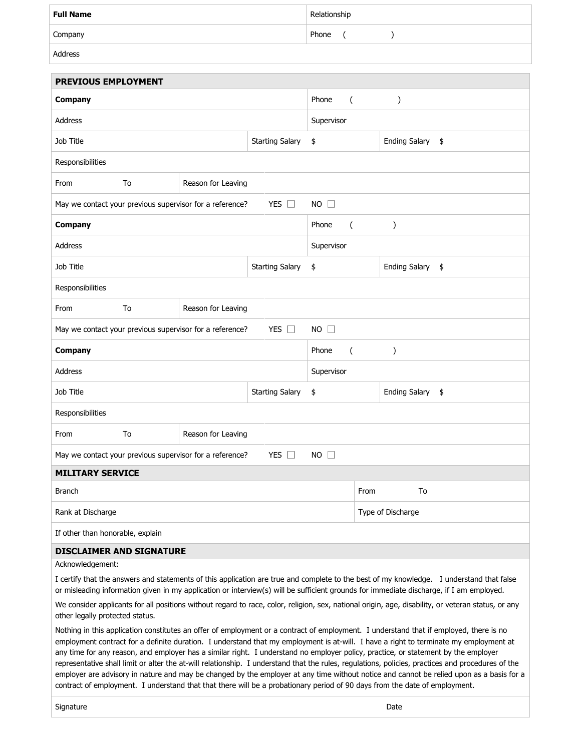| | |
|---|---|
| **Full Name** | Relationship |
| Company | Phone ( ) |
| Address | |

## PREVIOUS EMPLOYMENT

| | | | | |
|---|---|---|---|---|
| **Company** | | | Phone ( ) | |
| Address | | | Supervisor | |
| Job Title | | Starting Salary | $ | Ending Salary $ |
| Responsibilities | | | | |
| From To | Reason for Leaving | | | |
| May we contact your previous supervisor for a reference? | | YES ☐ | NO ☐ | |
| **Company** | | | Phone ( ) | |
| Address | | | Supervisor | |
| Job Title | | Starting Salary | $ | Ending Salary $ |
| Responsibilities | | | | |
| From To | Reason for Leaving | | | |
| May we contact your previous supervisor for a reference? | | YES ☐ | NO ☐ | |
| **Company** | | | Phone ( ) | |
| Address | | | Supervisor | |
| Job Title | | Starting Salary | $ | Ending Salary $ |
| Responsibilities | | | | |
| From To | Reason for Leaving | | | |
| May we contact your previous supervisor for a reference? | | YES ☐ | NO ☐ | |

## MILITARY SERVICE

| | |
|---|---|
| Branch | From To |
| Rank at Discharge | Type of Discharge |
| If other than honorable, explain | |

## DISCLAIMER AND SIGNATURE

Acknowledgement:

I certify that the answers and statements of this application are true and complete to the best of my knowledge. I understand that false or misleading information given in my application or interview(s) will be sufficient grounds for immediate discharge, if I am employed.

We consider applicants for all positions without regard to race, color, religion, sex, national origin, age, disability, or veteran status, or any other legally protected status.

Nothing in this application constitutes an offer of employment or a contract of employment. I understand that if employed, there is no employment contract for a definite duration. I understand that my employment is at-will. I have a right to terminate my employment at any time for any reason, and employer has a similar right. I understand no employer policy, practice, or statement by the employer representative shall limit or alter the at-will relationship. I understand that the rules, regulations, policies, practices and procedures of the employer are advisory in nature and may be changed by the employer at any time without notice and cannot be relied upon as a basis for a contract of employment. I understand that that there will be a probationary period of 90 days from the date of employment.

| | |
|---|---|
| Signature | Date |